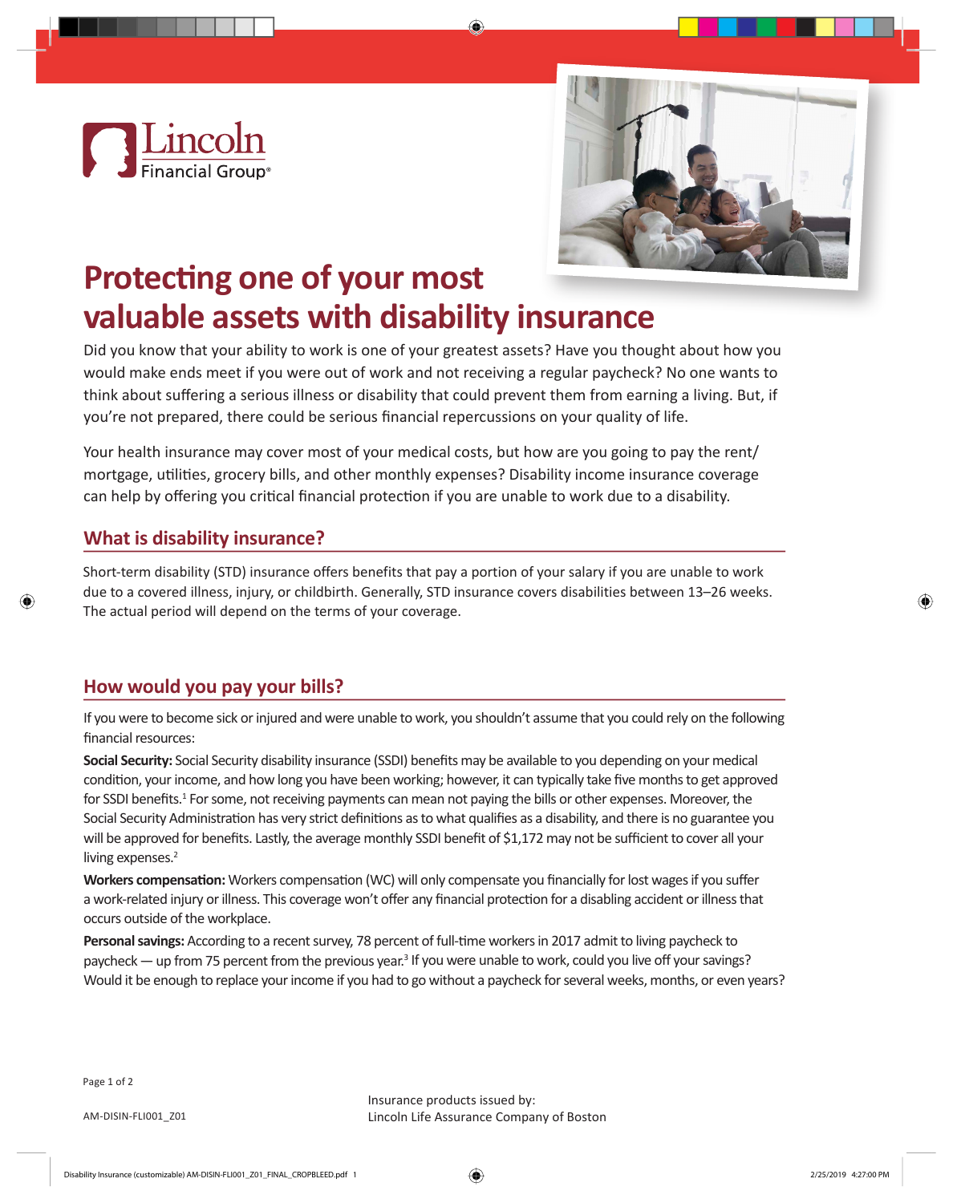# Protecting one of your most valuable assets with disability insurance

Did you know that your ability to work is one of your greatest assets? Have you thought about how you would make ends meet if you were out of work and not receiving a regular paycheck? No one wants to think about suffering a serious illness or disability that could prevent them from earning a living. But, if you're not prepared, there could be serious financial repercussions on your quality of life.

Your health insurance may cover most of your medical costs, but how are you going to pay the rent/mortgage, utilities, grocery bills, and other monthly expenses? Disability income insurance coverage can help by offering you critical financial protection if you are unable to work due to a disability.

## What is disability insurance?

Short-term disability (STD) insurance offers benefits that pay a portion of your salary if you are unable to work due to a covered illness, injury, or childbirth. Generally, STD insurance covers disabilities between 13–26 weeks. The actual period will depend on the terms of your coverage.

## How would you pay your bills?

If you were to become sick or injured and were unable to work, you shouldn't assume that you could rely on the following financial resources:

**Social Security:** Social Security disability insurance (SSDI) benefits may be available to you depending on your medical condition, your income, and how long you have been working; however, it can typically take five months to get approved for SSDI benefits.[1] For some, not receiving payments can mean not paying the bills or other expenses. Moreover, the Social Security Administration has very strict definitions as to what qualifies as a disability, and there is no guarantee you will be approved for benefits. Lastly, the average monthly SSDI benefit of $1,172 may not be sufficient to cover all your living expenses.[2]

**Workers compensation:** Workers compensation (WC) will only compensate you financially for lost wages if you suffer a work-related injury or illness. This coverage won't offer any financial protection for a disabling accident or illness that occurs outside of the workplace.

**Personal savings:** According to a recent survey, 78 percent of full-time workers in 2017 admit to living paycheck to paycheck — up from 75 percent from the previous year.[3] If you were unable to work, could you live off your savings? Would it be enough to replace your income if you had to go without a paycheck for several weeks, months, or even years?

AM-DISIN-FLI001_Z01

Insurance products issued by:
Lincoln Life Assurance Company of Boston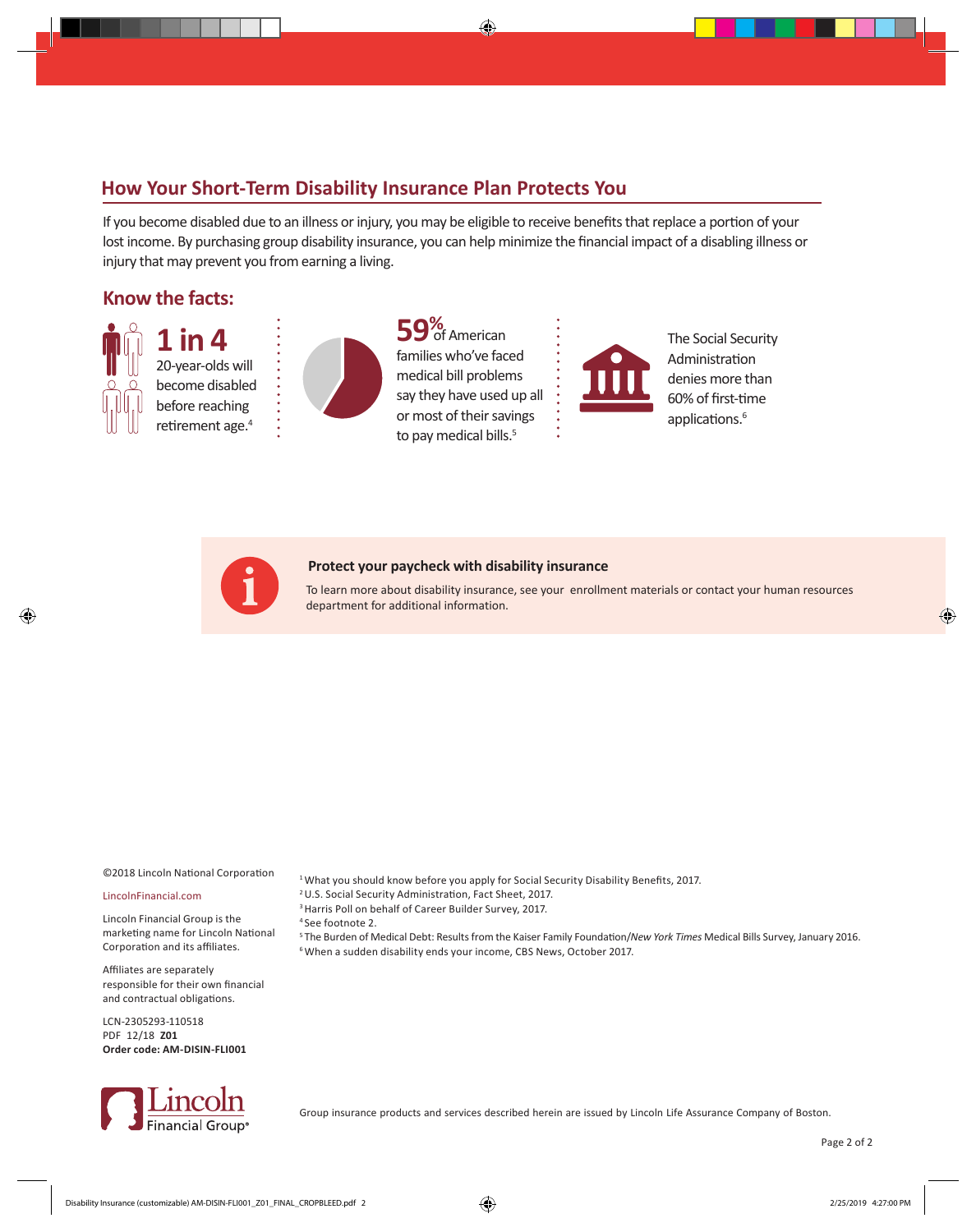## How Your Short-Term Disability Insurance Plan Protects You

If you become disabled due to an illness or injury, you may be eligible to receive benefits that replace a portion of your lost income. By purchasing group disability insurance, you can help minimize the financial impact of a disabling illness or injury that may prevent you from earning a living.

### Know the facts:

**1 in 4** 20-year-olds will become disabled before reaching retirement age.[4]

**59%** of American families who've faced medical bill problems say they have used up all or most of their savings to pay medical bills.[5]

The Social Security Administration denies more than 60% of first-time applications.[6]

**Protect your paycheck with disability insurance**

To learn more about disability insurance, see your enrollment materials or contact your human resources department for additional information.

©2018 Lincoln National Corporation

LincolnFinancial.com

Lincoln Financial Group is the marketing name for Lincoln National Corporation and its affiliates.

Affiliates are separately responsible for their own financial and contractual obligations.

LCN-2305293-110518
PDF 12/18 **Z01**
**Order code: AM-DISIN-FLI001**

[1] What you should know before you apply for Social Security Disability Benefits, 2017.
[2] U.S. Social Security Administration, Fact Sheet, 2017.
[3] Harris Poll on behalf of Career Builder Survey, 2017.
[4] See footnote 2.
[5] The Burden of Medical Debt: Results from the Kaiser Family Foundation/*New York Times* Medical Bills Survey, January 2016.
[6] When a sudden disability ends your income, CBS News, October 2017.

Lincoln Financial Group®

Group insurance products and services described herein are issued by Lincoln Life Assurance Company of Boston.